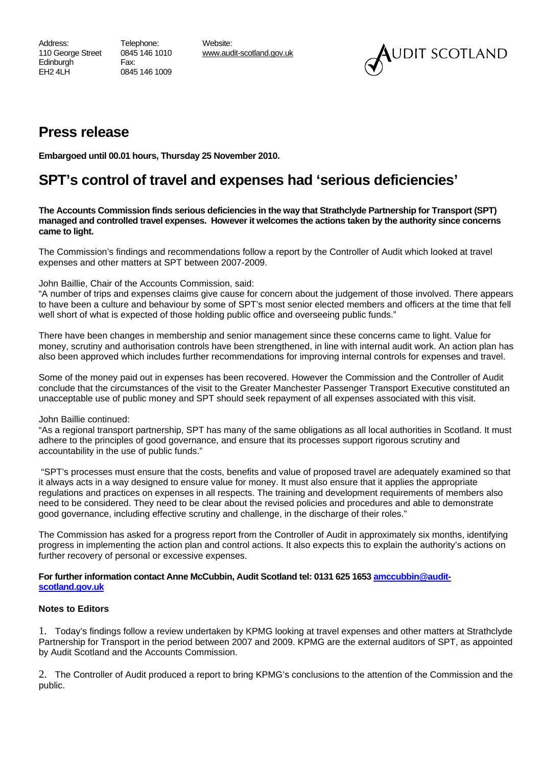Address:
110 George Street
Edinburgh
EH2 4LH

Telephone:
0845 146 1010
Fax:
0845 146 1009

Website:
www.audit-scotland.gov.uk

AUDIT SCOTLAND

# Press release

**Embargoed until 00.01 hours, Thursday 25 November 2010.**

# SPT's control of travel and expenses had 'serious deficiencies'

**The Accounts Commission finds serious deficiencies in the way that Strathclyde Partnership for Transport (SPT) managed and controlled travel expenses. However it welcomes the actions taken by the authority since concerns came to light.**

The Commission's findings and recommendations follow a report by the Controller of Audit which looked at travel expenses and other matters at SPT between 2007-2009.

John Baillie, Chair of the Accounts Commission, said:
"A number of trips and expenses claims give cause for concern about the judgement of those involved. There appears to have been a culture and behaviour by some of SPT's most senior elected members and officers at the time that fell well short of what is expected of those holding public office and overseeing public funds."

There have been changes in membership and senior management since these concerns came to light. Value for money, scrutiny and authorisation controls have been strengthened, in line with internal audit work. An action plan has also been approved which includes further recommendations for improving internal controls for expenses and travel.

Some of the money paid out in expenses has been recovered. However the Commission and the Controller of Audit conclude that the circumstances of the visit to the Greater Manchester Passenger Transport Executive constituted an unacceptable use of public money and SPT should seek repayment of all expenses associated with this visit.

John Baillie continued:
"As a regional transport partnership, SPT has many of the same obligations as all local authorities in Scotland. It must adhere to the principles of good governance, and ensure that its processes support rigorous scrutiny and accountability in the use of public funds."

"SPT's processes must ensure that the costs, benefits and value of proposed travel are adequately examined so that it always acts in a way designed to ensure value for money. It must also ensure that it applies the appropriate regulations and practices on expenses in all respects. The training and development requirements of members also need to be considered. They need to be clear about the revised policies and procedures and able to demonstrate good governance, including effective scrutiny and challenge, in the discharge of their roles."

The Commission has asked for a progress report from the Controller of Audit in approximately six months, identifying progress in implementing the action plan and control actions. It also expects this to explain the authority's actions on further recovery of personal or excessive expenses.

**For further information contact Anne McCubbin, Audit Scotland tel: 0131 625 1653 amccubbin@audit-scotland.gov.uk**

**Notes to Editors**

1. Today's findings follow a review undertaken by KPMG looking at travel expenses and other matters at Strathclyde Partnership for Transport in the period between 2007 and 2009. KPMG are the external auditors of SPT, as appointed by Audit Scotland and the Accounts Commission.

2. The Controller of Audit produced a report to bring KPMG's conclusions to the attention of the Commission and the public.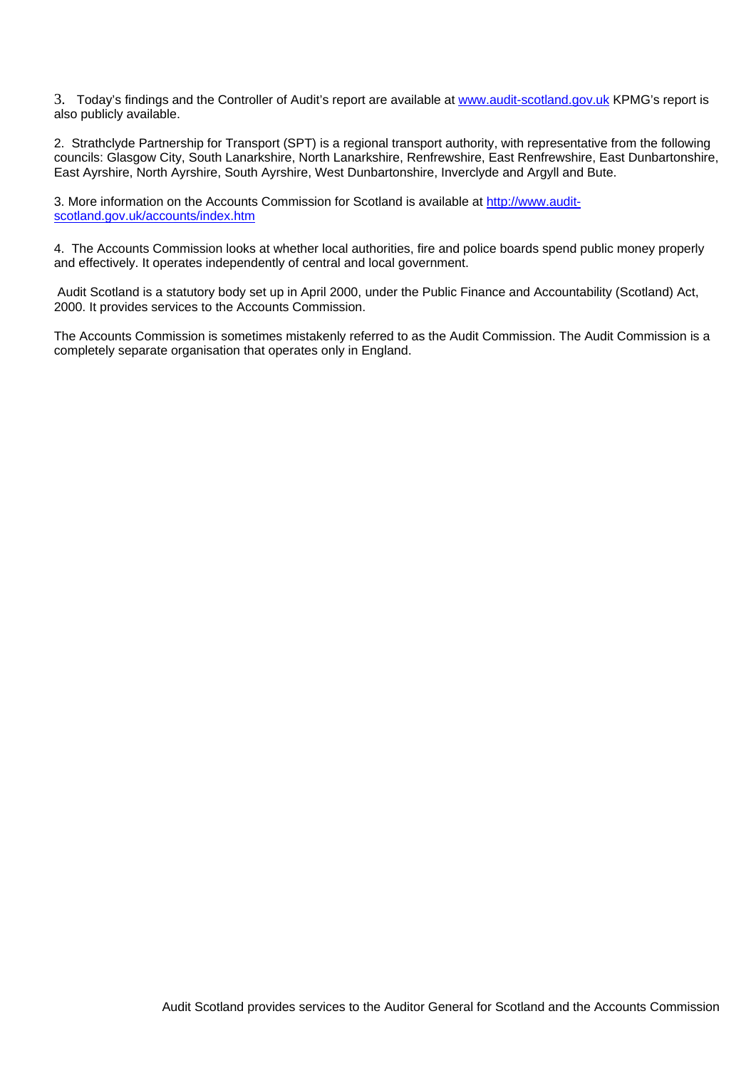3. Today's findings and the Controller of Audit's report are available at www.audit-scotland.gov.uk KPMG's report is also publicly available.

2. Strathclyde Partnership for Transport (SPT) is a regional transport authority, with representative from the following councils: Glasgow City, South Lanarkshire, North Lanarkshire, Renfrewshire, East Renfrewshire, East Dunbartonshire, East Ayrshire, North Ayrshire, South Ayrshire, West Dunbartonshire, Inverclyde and Argyll and Bute.

3. More information on the Accounts Commission for Scotland is available at http://www.audit-scotland.gov.uk/accounts/index.htm

4. The Accounts Commission looks at whether local authorities, fire and police boards spend public money properly and effectively. It operates independently of central and local government.

Audit Scotland is a statutory body set up in April 2000, under the Public Finance and Accountability (Scotland) Act, 2000. It provides services to the Accounts Commission.

The Accounts Commission is sometimes mistakenly referred to as the Audit Commission. The Audit Commission is a completely separate organisation that operates only in England.

Audit Scotland provides services to the Auditor General for Scotland and the Accounts Commission